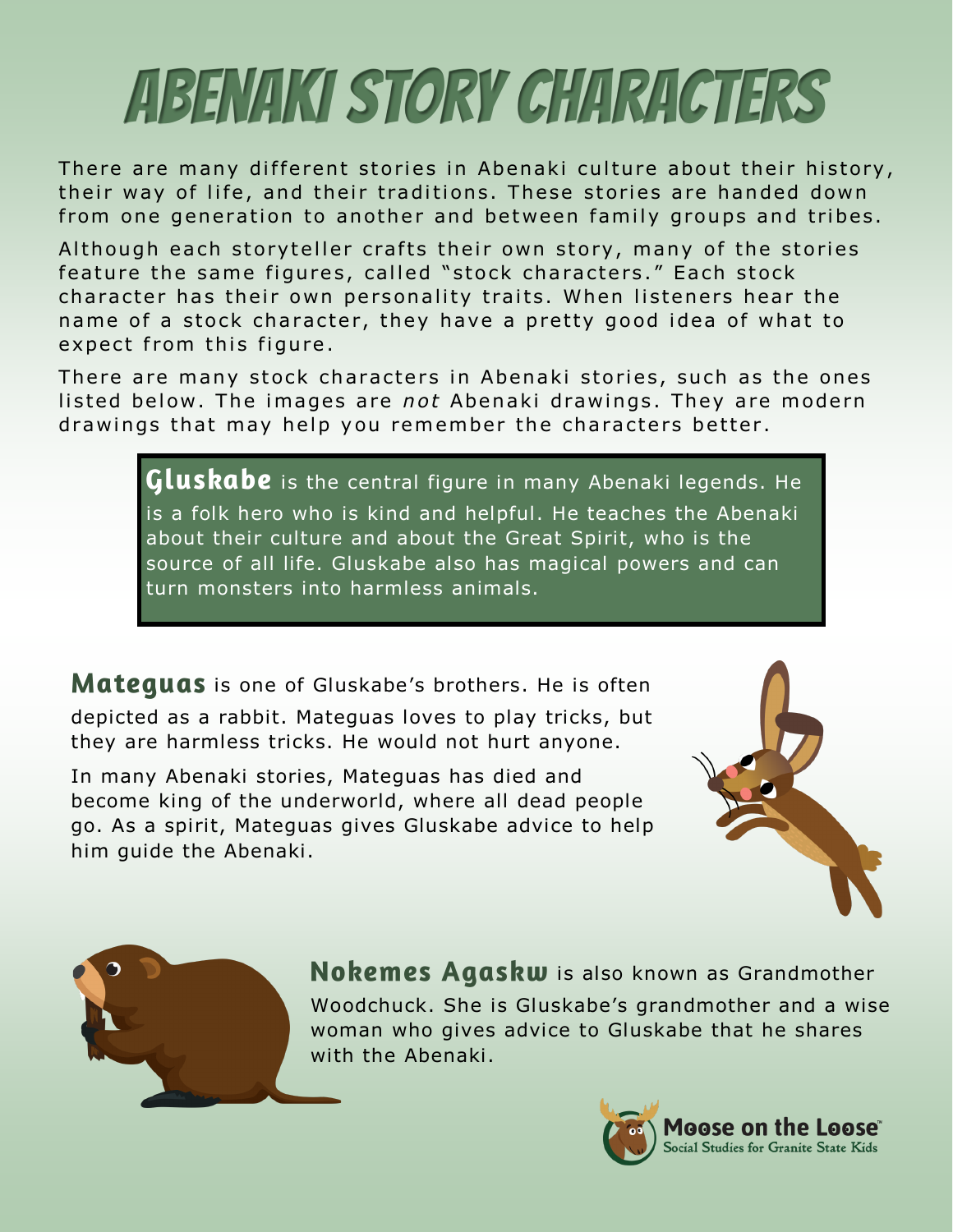# ABENAKI STORY CHARACTERS

There are many different stories in Abenaki culture about their history, their way of life, and their traditions. These stories are handed down from one generation to another and between family groups and tribes.

Although each storyteller crafts their own story, many of the stories feature the same figures, called "stock characters." Each stock character has their own personality traits. When listeners hear the name of a stock character, they have a pretty good idea of what to expect from this figure.

There are many stock characters in Abenaki stories, such as the ones listed below. The images are *not* Abenaki drawings. They are modern drawings that may help you remember the characters better.

**Gluskabe** is the central figure in many Abenaki legends. He is a folk hero who is kind and helpful. He teaches the Abenaki about their culture and about the Great Spirit, who is the source of all life. Gluskabe also has magical powers and can turn monsters into harmless animals.

**Mateguas** is one of Gluskabe's brothers. He is often depicted as a rabbit. Mateguas loves to play tricks, but they are harmless tricks. He would not hurt anyone.

In many Abenaki stories, Mateguas has died and become king of the underworld, where all dead people go. As a spirit, Mateguas gives Gluskabe advice to help him guide the Abenaki.

**Nokemes Agaskw** is also known as Grandmother Woodchuck. She is Gluskabe's grandmother and a wise woman who gives advice to Gluskabe that he shares with the Abenaki.

Moose on the Loose™ Social Studies for Granite State Kids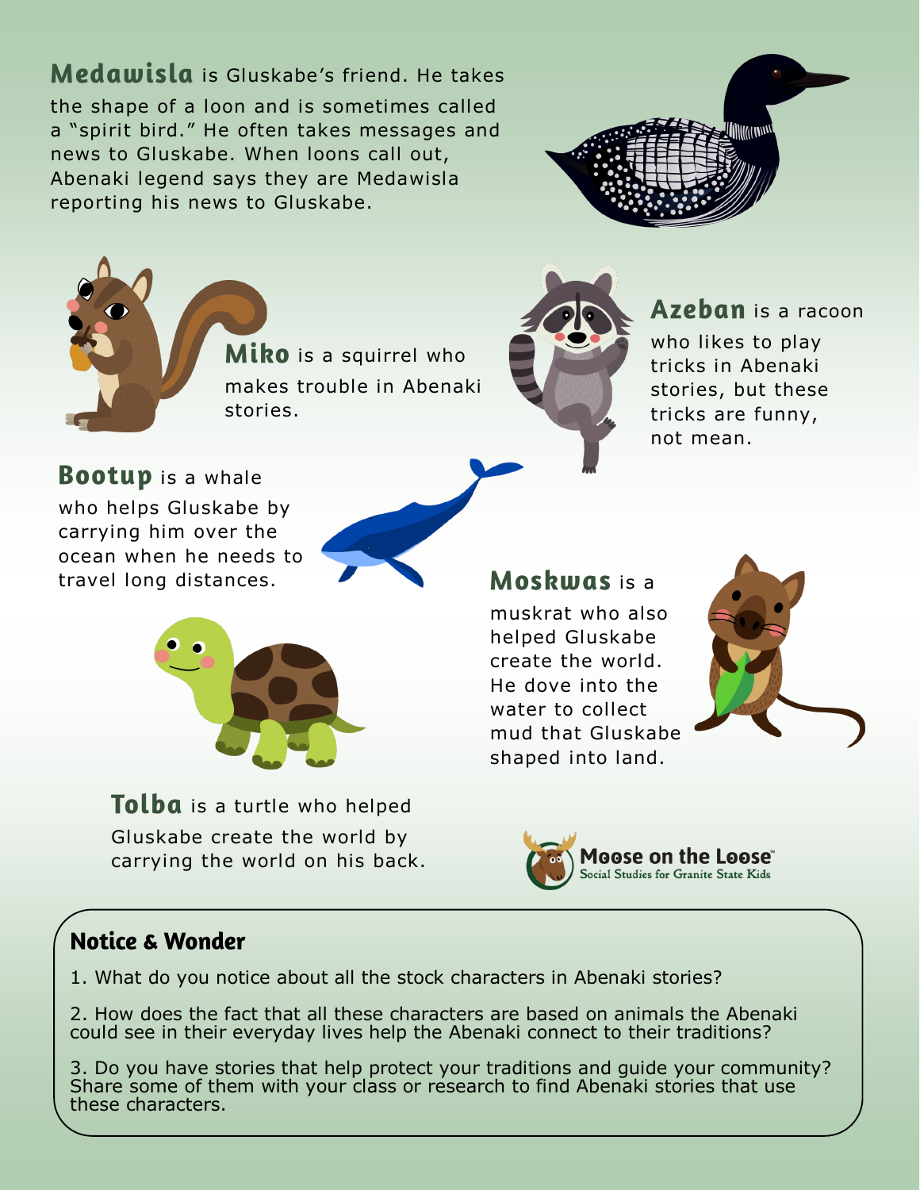**Medawisla** is Gluskabe's friend. He takes the shape of a loon and is sometimes called a "spirit bird." He often takes messages and news to Gluskabe. When loons call out, Abenaki legend says they are Medawisla reporting his news to Gluskabe.

**Miko** is a squirrel who makes trouble in Abenaki stories.

**Azeban** is a racoon who likes to play tricks in Abenaki stories, but these tricks are funny, not mean.

**Bootup** is a whale who helps Gluskabe by carrying him over the ocean when he needs to travel long distances.

**Moskwas** is a muskrat who also helped Gluskabe create the world. He dove into the water to collect mud that Gluskabe shaped into land.

**Tolba** is a turtle who helped Gluskabe create the world by carrying the world on his back.

Moose on the Loose™
Social Studies for Granite State Kids

## Notice & Wonder

1. What do you notice about all the stock characters in Abenaki stories?
2. How does the fact that all these characters are based on animals the Abenaki could see in their everyday lives help the Abenaki connect to their traditions?
3. Do you have stories that help protect your traditions and guide your community? Share some of them with your class or research to find Abenaki stories that use these characters.